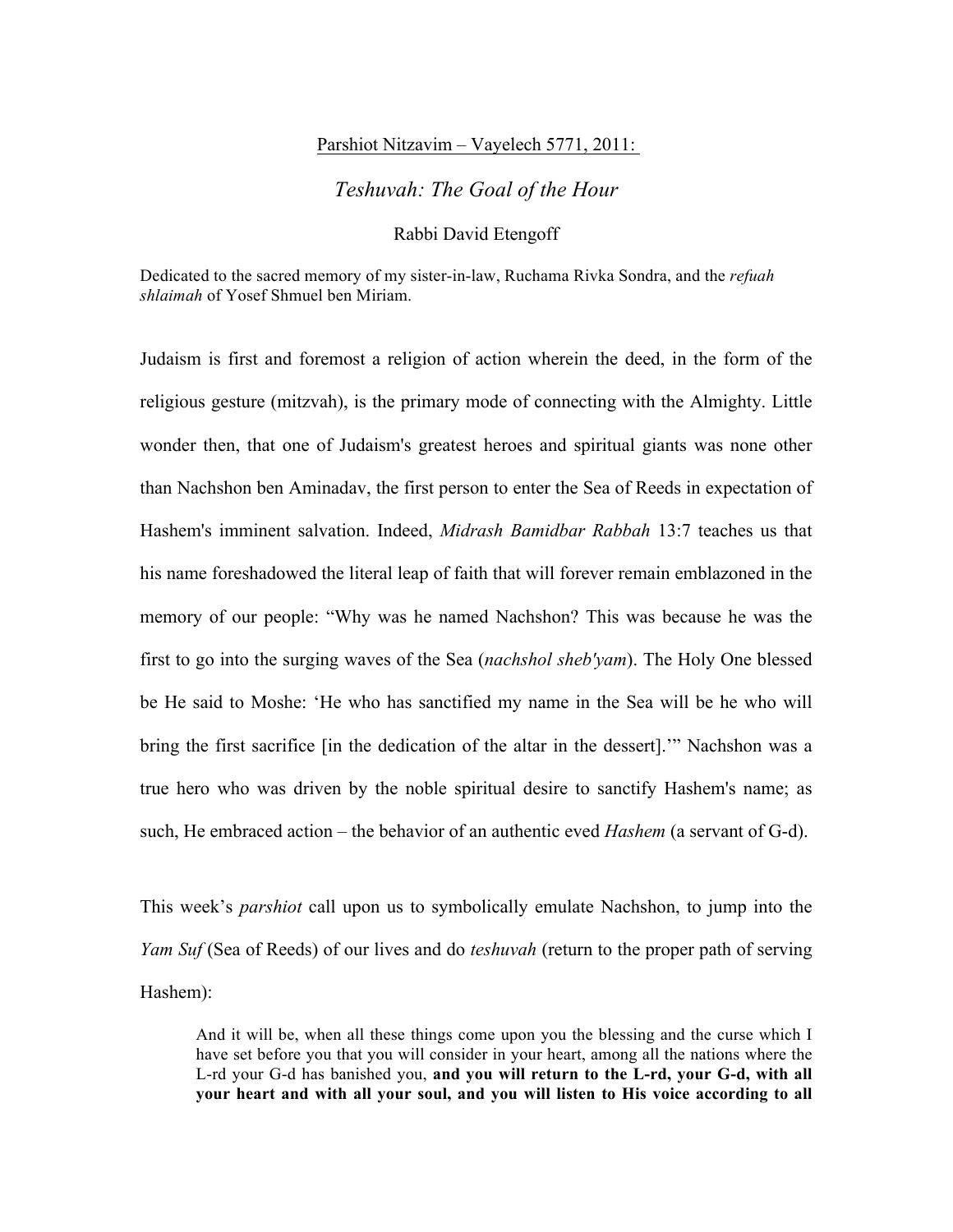Parshiot Nitzavim – Vayelech 5771, 2011:

## *Teshuvah: The Goal of the Hour*

Rabbi David Etengoff

Dedicated to the sacred memory of my sister-in-law, Ruchama Rivka Sondra, and the *refuah shlaimah* of Yosef Shmuel ben Miriam.

Judaism is first and foremost a religion of action wherein the deed, in the form of the religious gesture (mitzvah), is the primary mode of connecting with the Almighty. Little wonder then, that one of Judaism's greatest heroes and spiritual giants was none other than Nachshon ben Aminadav, the first person to enter the Sea of Reeds in expectation of Hashem's imminent salvation. Indeed, *Midrash Bamidbar Rabbah* 13:7 teaches us that his name foreshadowed the literal leap of faith that will forever remain emblazoned in the memory of our people: "Why was he named Nachshon? This was because he was the first to go into the surging waves of the Sea (*nachshol sheb'yam*). The Holy One blessed be He said to Moshe: 'He who has sanctified my name in the Sea will be he who will bring the first sacrifice [in the dedication of the altar in the dessert].'" Nachshon was a true hero who was driven by the noble spiritual desire to sanctify Hashem's name; as such, He embraced action – the behavior of an authentic eved *Hashem* (a servant of G-d).

This week's *parshiot* call upon us to symbolically emulate Nachshon, to jump into the *Yam Suf* (Sea of Reeds) of our lives and do *teshuvah* (return to the proper path of serving Hashem):

> And it will be, when all these things come upon you the blessing and the curse which I have set before you that you will consider in your heart, among all the nations where the L-rd your G-d has banished you, **and you will return to the L-rd, your G-d, with all your heart and with all your soul, and you will listen to His voice according to all**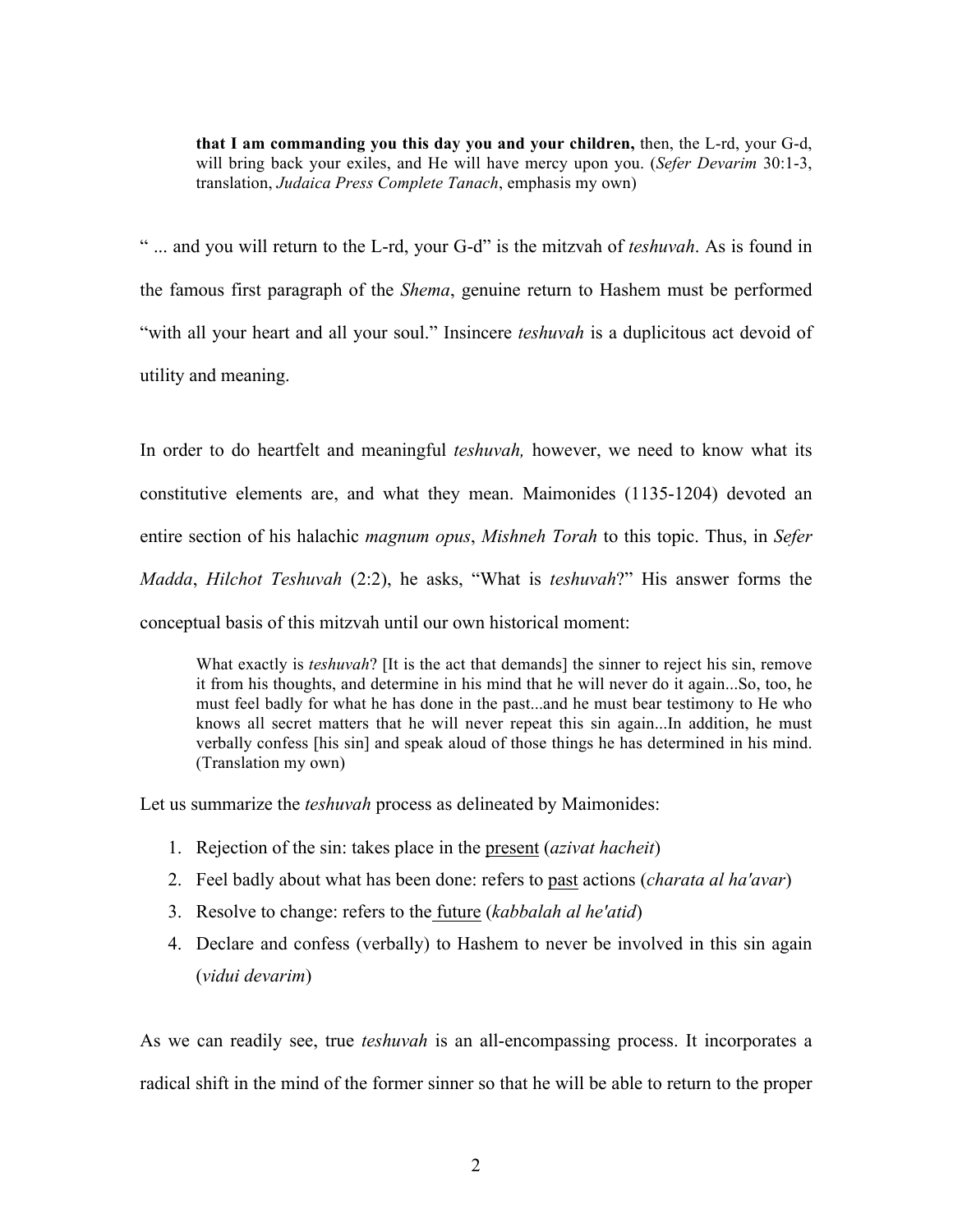> **that I am commanding you this day you and your children,** then, the L-rd, your G-d, will bring back your exiles, and He will have mercy upon you. (*Sefer Devarim* 30:1-3, translation, *Judaica Press Complete Tanach*, emphasis my own)

" ... and you will return to the L-rd, your G-d" is the mitzvah of *teshuvah*. As is found in the famous first paragraph of the *Shema*, genuine return to Hashem must be performed "with all your heart and all your soul." Insincere *teshuvah* is a duplicitous act devoid of utility and meaning.

In order to do heartfelt and meaningful *teshuvah,* however, we need to know what its constitutive elements are, and what they mean. Maimonides (1135-1204) devoted an entire section of his halachic *magnum opus*, *Mishneh Torah* to this topic. Thus, in *Sefer Madda*, *Hilchot Teshuvah* (2:2), he asks, "What is *teshuvah*?" His answer forms the conceptual basis of this mitzvah until our own historical moment:

> What exactly is *teshuvah*? [It is the act that demands] the sinner to reject his sin, remove it from his thoughts, and determine in his mind that he will never do it again...So, too, he must feel badly for what he has done in the past...and he must bear testimony to He who knows all secret matters that he will never repeat this sin again...In addition, he must verbally confess [his sin] and speak aloud of those things he has determined in his mind. (Translation my own)

Let us summarize the *teshuvah* process as delineated by Maimonides:

1. Rejection of the sin: takes place in the <u>present</u> (*azivat hacheit*)
2. Feel badly about what has been done: refers to <u>past</u> actions (*charata al ha'avar*)
3. Resolve to change: refers to the <u>future</u> (*kabbalah al he'atid*)
4. Declare and confess (verbally) to Hashem to never be involved in this sin again (*vidui devarim*)

As we can readily see, true *teshuvah* is an all-encompassing process. It incorporates a radical shift in the mind of the former sinner so that he will be able to return to the proper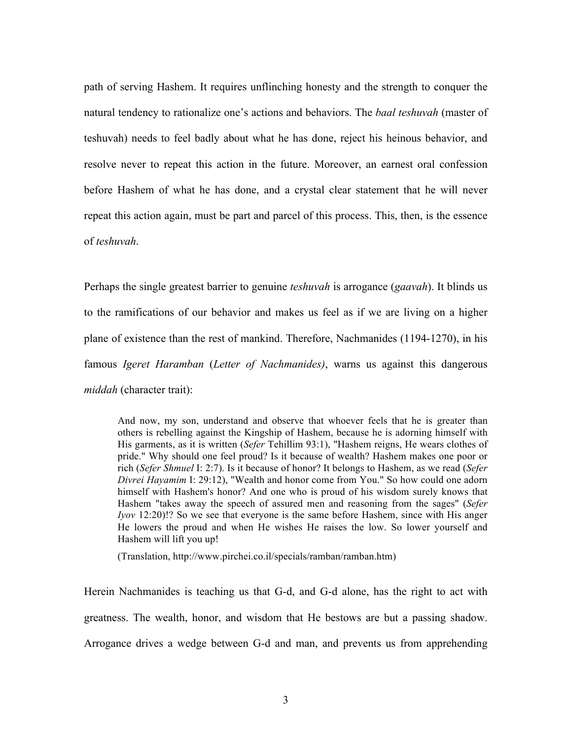path of serving Hashem. It requires unflinching honesty and the strength to conquer the natural tendency to rationalize one's actions and behaviors. The *baal teshuvah* (master of teshuvah) needs to feel badly about what he has done, reject his heinous behavior, and resolve never to repeat this action in the future. Moreover, an earnest oral confession before Hashem of what he has done, and a crystal clear statement that he will never repeat this action again, must be part and parcel of this process. This, then, is the essence of *teshuvah*.

Perhaps the single greatest barrier to genuine *teshuvah* is arrogance (*gaavah*). It blinds us to the ramifications of our behavior and makes us feel as if we are living on a higher plane of existence than the rest of mankind. Therefore, Nachmanides (1194-1270), in his famous *Igeret Haramban* (*Letter of Nachmanides)*, warns us against this dangerous *middah* (character trait):

> And now, my son, understand and observe that whoever feels that he is greater than others is rebelling against the Kingship of Hashem, because he is adorning himself with His garments, as it is written (*Sefer* Tehillim 93:1), "Hashem reigns, He wears clothes of pride." Why should one feel proud? Is it because of wealth? Hashem makes one poor or rich (*Sefer Shmuel* I: 2:7). Is it because of honor? It belongs to Hashem, as we read (*Sefer Divrei Hayamim* I: 29:12), "Wealth and honor come from You." So how could one adorn himself with Hashem's honor? And one who is proud of his wisdom surely knows that Hashem "takes away the speech of assured men and reasoning from the sages" (*Sefer Iyov* 12:20)!? So we see that everyone is the same before Hashem, since with His anger He lowers the proud and when He wishes He raises the low. So lower yourself and Hashem will lift you up!
>
> (Translation, http://www.pirchei.co.il/specials/ramban/ramban.htm)

Herein Nachmanides is teaching us that G-d, and G-d alone, has the right to act with greatness. The wealth, honor, and wisdom that He bestows are but a passing shadow. Arrogance drives a wedge between G-d and man, and prevents us from apprehending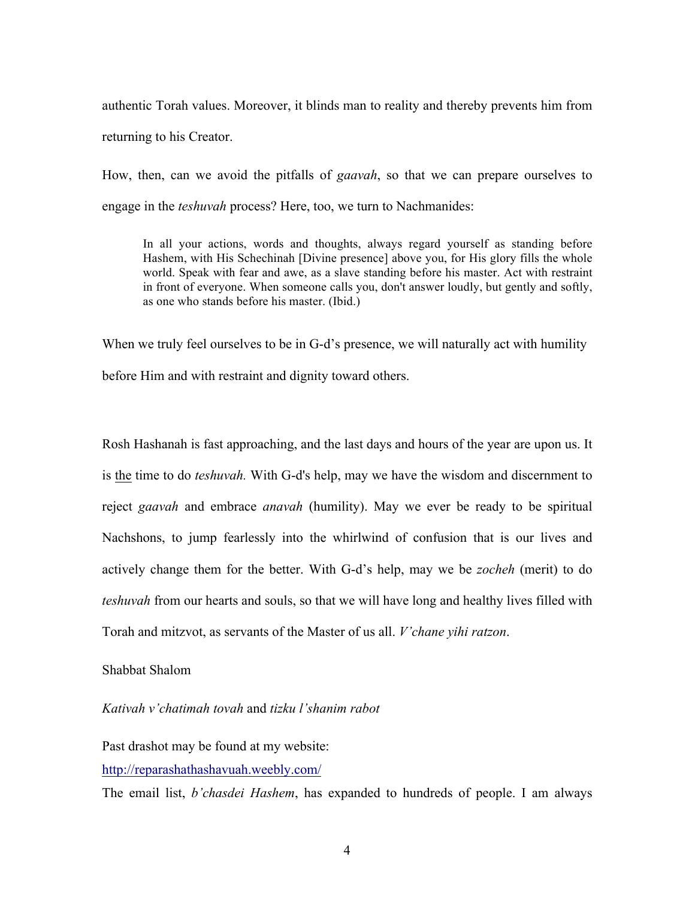authentic Torah values. Moreover, it blinds man to reality and thereby prevents him from returning to his Creator.

How, then, can we avoid the pitfalls of *gaavah*, so that we can prepare ourselves to engage in the *teshuvah* process? Here, too, we turn to Nachmanides:

> In all your actions, words and thoughts, always regard yourself as standing before Hashem, with His Schechinah [Divine presence] above you, for His glory fills the whole world. Speak with fear and awe, as a slave standing before his master. Act with restraint in front of everyone. When someone calls you, don't answer loudly, but gently and softly, as one who stands before his master. (Ibid.)

When we truly feel ourselves to be in G-d's presence, we will naturally act with humility before Him and with restraint and dignity toward others.

Rosh Hashanah is fast approaching, and the last days and hours of the year are upon us. It is <u>the</u> time to do *teshuvah.* With G-d's help, may we have the wisdom and discernment to reject *gaavah* and embrace *anavah* (humility). May we ever be ready to be spiritual Nachshons, to jump fearlessly into the whirlwind of confusion that is our lives and actively change them for the better. With G-d's help, may we be *zocheh* (merit) to do *teshuvah* from our hearts and souls, so that we will have long and healthy lives filled with Torah and mitzvot, as servants of the Master of us all. *V'chane yihi ratzon*.

Shabbat Shalom

*Kativah v'chatimah tovah* and *tizku l'shanim rabot*

Past drashot may be found at my website:
http://reparashathashavuah.weebly.com/

The email list, *b'chasdei Hashem*, has expanded to hundreds of people. I am always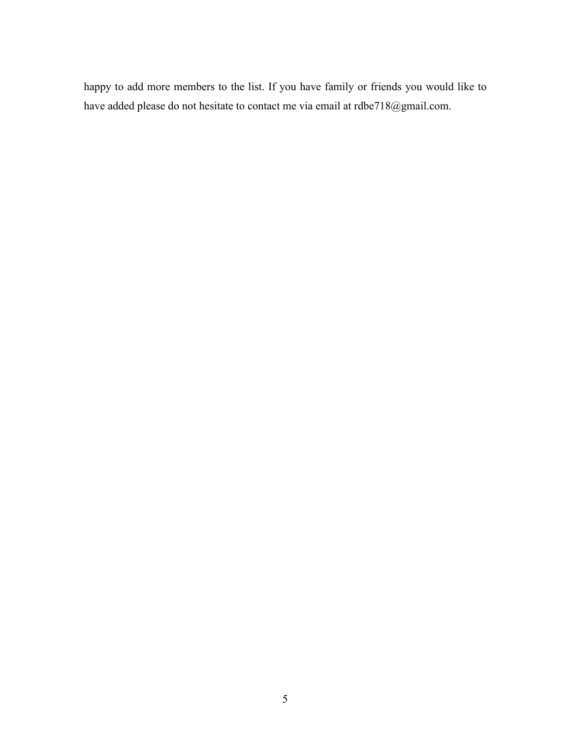happy to add more members to the list. If you have family or friends you would like to have added please do not hesitate to contact me via email at rdbe718@gmail.com.